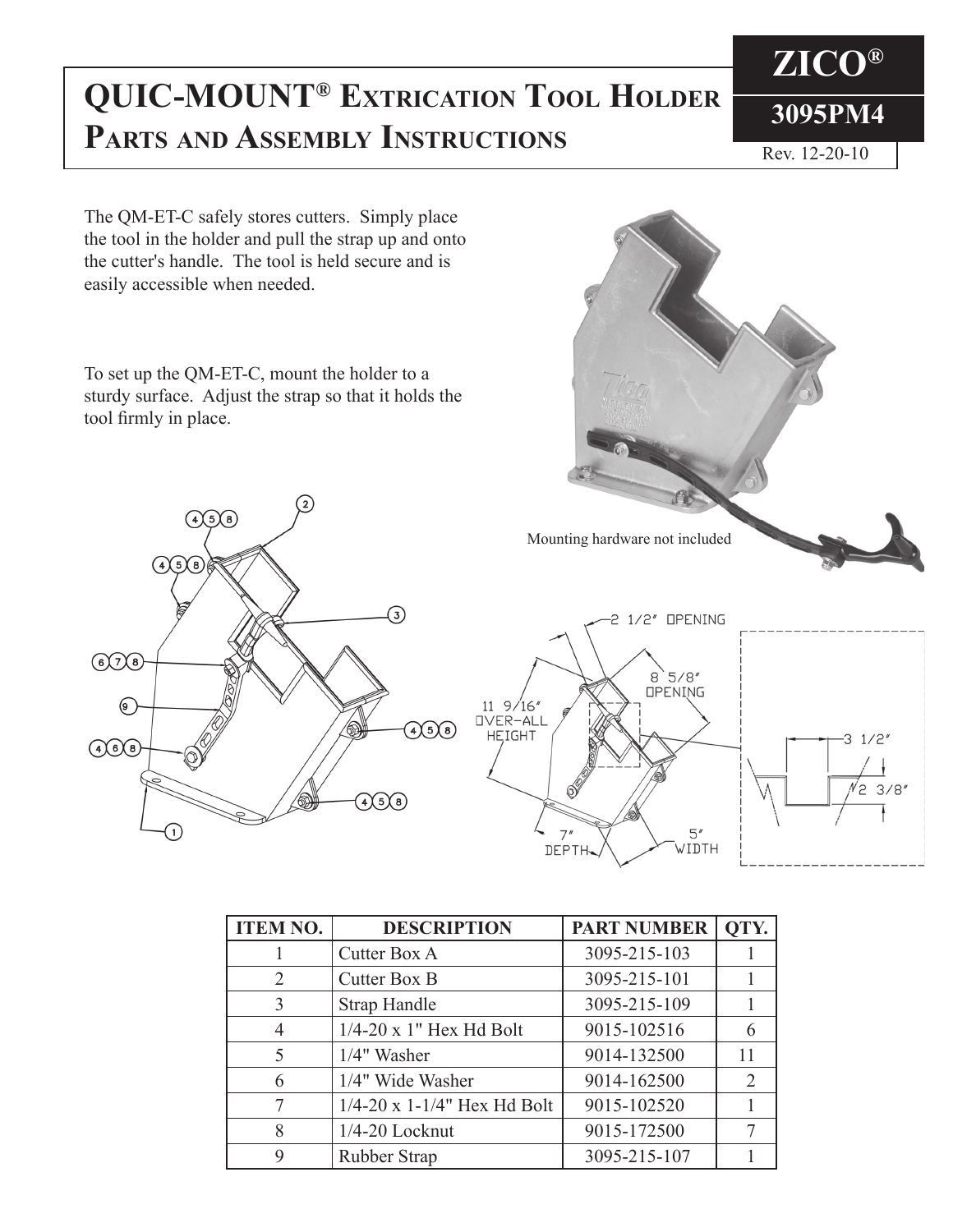# QUIC-MOUNT® Extrication Tool Holder Parts and Assembly Instructions

**ZICO®**

**3095PM4**

Rev. 12-20-10

The QM-ET-C safely stores cutters. Simply place the tool in the holder and pull the strap up and onto the cutter's handle. The tool is held secure and is easily accessible when needed.

To set up the QM-ET-C, mount the holder to a sturdy surface. Adjust the strap so that it holds the tool firmly in place.

Mounting hardware not included

| ITEM NO. | DESCRIPTION | PART NUMBER | QTY. |
|---|---|---|---|
| 1 | Cutter Box A | 3095-215-103 | 1 |
| 2 | Cutter Box B | 3095-215-101 | 1 |
| 3 | Strap Handle | 3095-215-109 | 1 |
| 4 | 1/4-20 x 1" Hex Hd Bolt | 9015-102516 | 6 |
| 5 | 1/4" Washer | 9014-132500 | 11 |
| 6 | 1/4" Wide Washer | 9014-162500 | 2 |
| 7 | 1/4-20 x 1-1/4" Hex Hd Bolt | 9015-102520 | 1 |
| 8 | 1/4-20 Locknut | 9015-172500 | 7 |
| 9 | Rubber Strap | 3095-215-107 | 1 |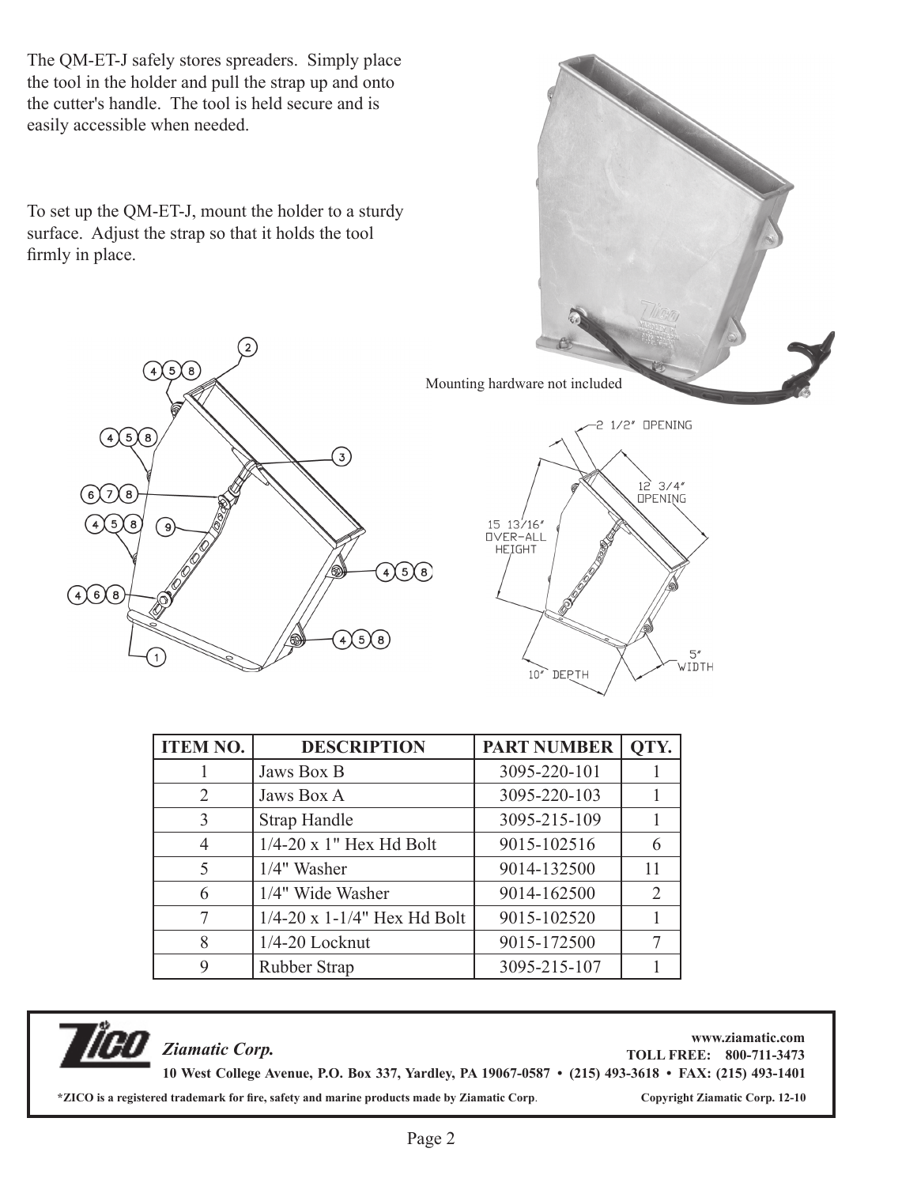The QM-ET-J safely stores spreaders. Simply place the tool in the holder and pull the strap up and onto the cutter's handle. The tool is held secure and is easily accessible when needed.

To set up the QM-ET-J, mount the holder to a sturdy surface. Adjust the strap so that it holds the tool firmly in place.

Mounting hardware not included

2 1/2" OPENING

12 3/4" OPENING

15 13/16" OVER-ALL HEIGHT

10" DEPTH

5" WIDTH

| ITEM NO. | DESCRIPTION | PART NUMBER | QTY. |
|---|---|---|---|
| 1 | Jaws Box B | 3095-220-101 | 1 |
| 2 | Jaws Box A | 3095-220-103 | 1 |
| 3 | Strap Handle | 3095-215-109 | 1 |
| 4 | 1/4-20 x 1" Hex Hd Bolt | 9015-102516 | 6 |
| 5 | 1/4" Washer | 9014-132500 | 11 |
| 6 | 1/4" Wide Washer | 9014-162500 | 2 |
| 7 | 1/4-20 x 1-1/4" Hex Hd Bolt | 9015-102520 | 1 |
| 8 | 1/4-20 Locknut | 9015-172500 | 7 |
| 9 | Rubber Strap | 3095-215-107 | 1 |

*Ziamatic Corp.*

www.ziamatic.com
TOLL FREE: 800-711-3473

**10 West College Avenue, P.O. Box 337, Yardley, PA 19067-0587 • (215) 493-3618 • FAX: (215) 493-1401**

***ZICO is a registered trademark for fire, safety and marine products made by Ziamatic Corp.** **Copyright Ziamatic Corp. 12-10**